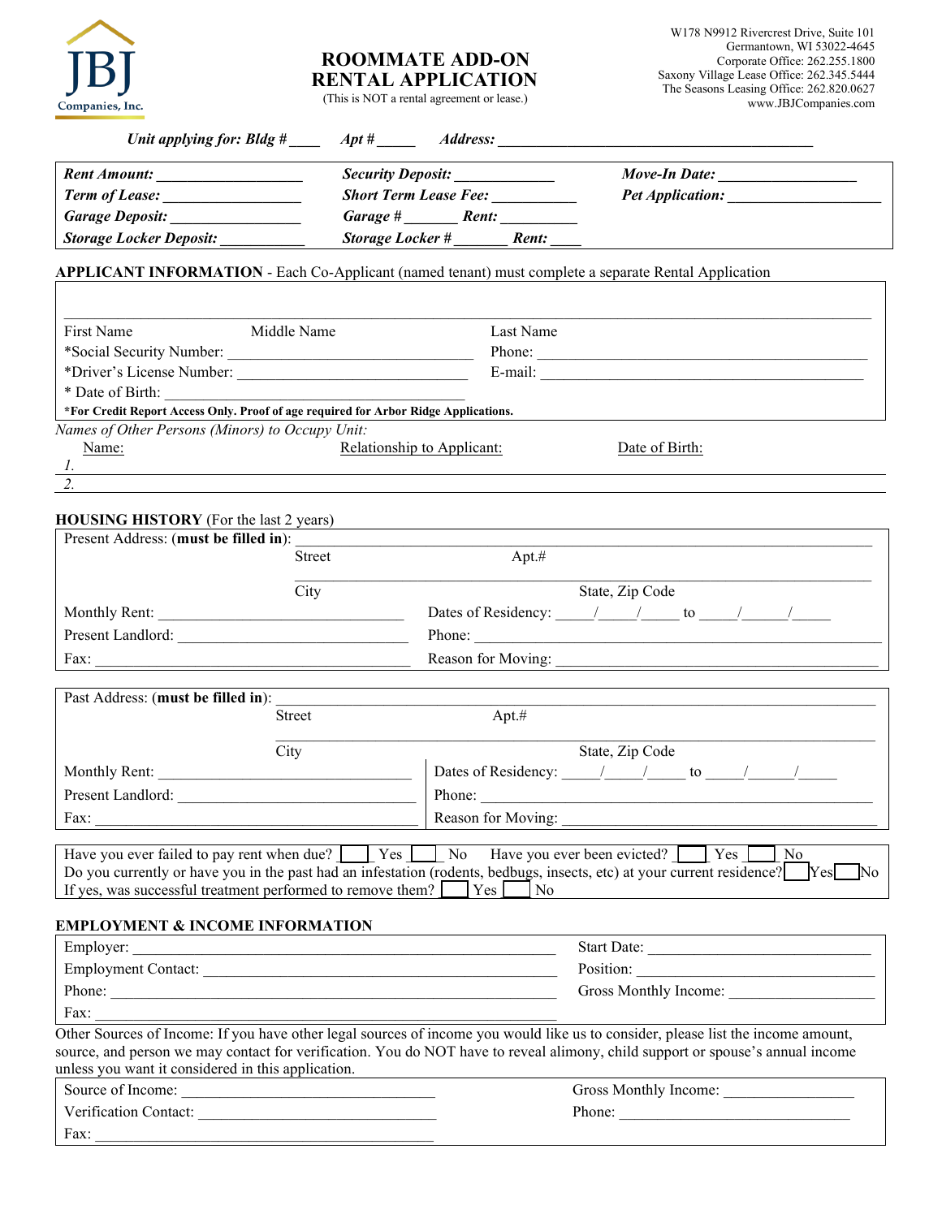JBJ Companies, Inc.

# ROOMMATE ADD-ON RENTAL APPLICATION

(This is NOT a rental agreement or lease.)

W178 N9912 Rivercrest Drive, Suite 101
Germantown, WI 53022-4645
Corporate Office: 262.255.1800
Saxony Village Lease Office: 262.345.5444
The Seasons Leasing Office: 262.820.0627
www.JBJCompanies.com

*Unit applying for: Bldg #* ____ *Apt #* _____ *Address:* ____________________________________________

| | | |
|---|---|---|
| ***Rent Amount:*** ___________________ | ***Security Deposit:*** _____________ | ***Move-In Date:*** _________________ |
| ***Term of Lease:*** _________________ | ***Short Term Lease Fee:*** ___________ | ***Pet Application:*** ____________________ |
| ***Garage Deposit:*** ________________ | ***Garage #*** _______ ***Rent:*** __________ | |
| ***Storage Locker Deposit:*** ___________ | ***Storage Locker #*** _______ ***Rent:*** ____ | |

**APPLICANT INFORMATION** - Each Co-Applicant (named tenant) must complete a separate Rental Application

______________________________________________________________________________

First Name     Middle Name     Last Name

*Social Security Number: _______________________________     Phone: _____________________________________________

*Driver's License Number: ______________________________     E-mail: ____________________________________________

* Date of Birth: ______________________________________

**\*For Credit Report Access Only. Proof of age required for Arbor Ridge Applications.**

*Names of Other Persons (Minors) to Occupy Unit:*

| Name: | Relationship to Applicant: | Date of Birth: |
|---|---|---|
| *1.* | | |
| *2.* | | |

**HOUSING HISTORY** (For the last 2 years)

Present Address: (**must be filled in**): ______________________________________________________________
Street     Apt.#

______________________________________________________________
City     State, Zip Code

Monthly Rent: _______________________________     Dates of Residency: _____/_____/_____ to _____/______/_____

Present Landlord: _____________________________     Phone: ______________________________________________________

Fax: _________________________________________     Reason for Moving: __________________________________________

Past Address: (**must be filled in**): ______________________________________________________________
Street     Apt.#

______________________________________________________________
City     State, Zip Code

Monthly Rent: _______________________________     Dates of Residency: _____/_____/_____ to _____/______/_____

Present Landlord: _____________________________     Phone: ______________________________________________________

Fax: _________________________________________     Reason for Moving: __________________________________________

Have you ever failed to pay rent when due? ☐ Yes ☐ No     Have you ever been evicted? ☐ Yes ☐ No
Do you currently or have you in the past had an infestation (rodents, bedbugs, insects, etc) at your current residence? ☐ Yes ☐ No
If yes, was successful treatment performed to remove them? ☐ Yes ☐ No

**EMPLOYMENT & INCOME INFORMATION**

Employer: ______________________________________________________     Start Date: ____________________________

Employment Contact: ______________________________________________     Position: ______________________________

Phone: ________________________________________________________     Gross Monthly Income: __________________

Fax: __________________________________________________________

Other Sources of Income: If you have other legal sources of income you would like us to consider, please list the income amount, source, and person we may contact for verification. You do NOT have to reveal alimony, child support or spouse's annual income unless you want it considered in this application.

Source of Income: _________________________________     Gross Monthly Income: ________________

Verification Contact: ______________________________     Phone: ______________________________

Fax: ____________________________________________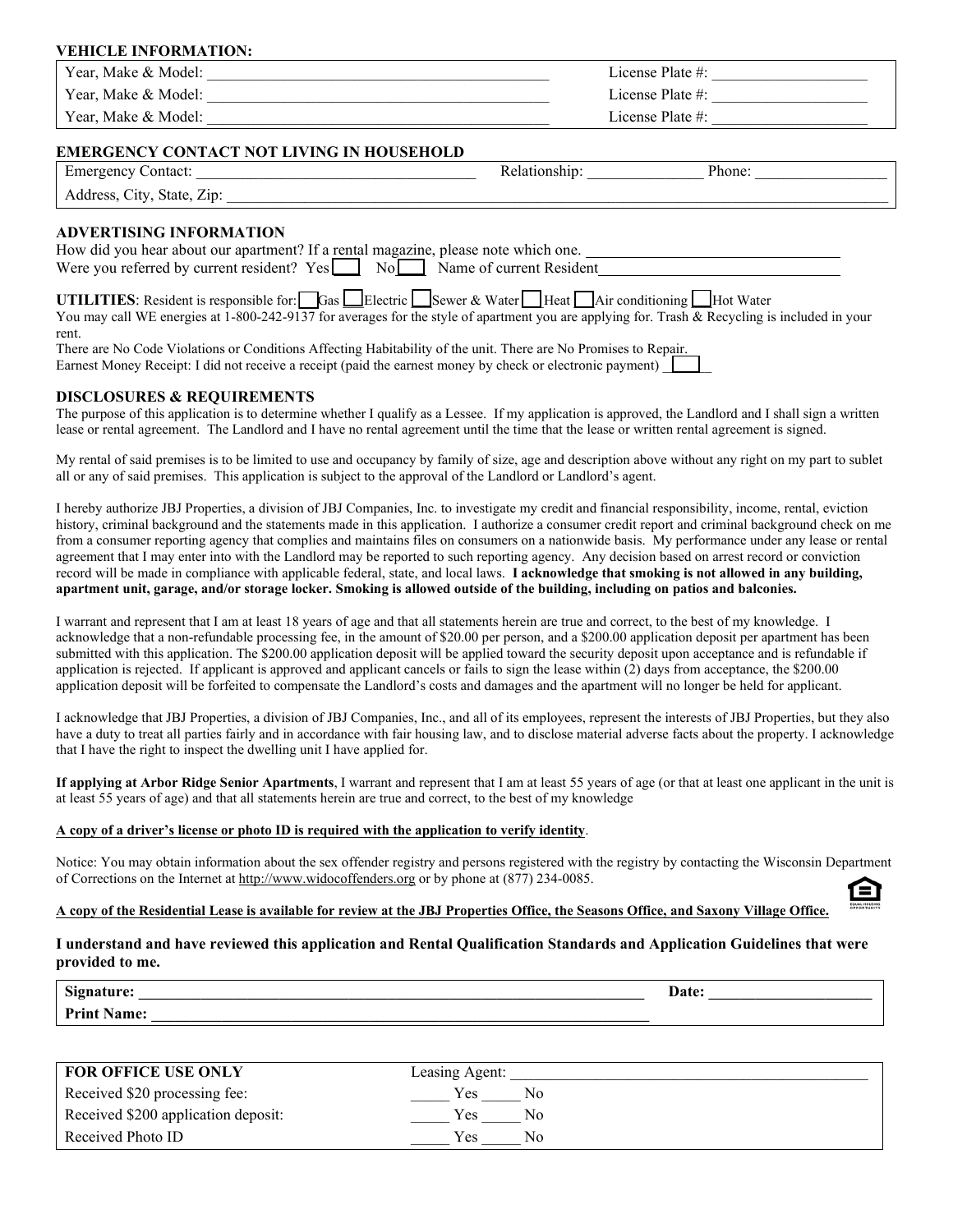## VEHICLE INFORMATION:

| | |
|---|---|
| Year, Make & Model: ___________________________________________ | License Plate #: ___________________ |
| Year, Make & Model: ___________________________________________ | License Plate #: ___________________ |
| Year, Make & Model: ___________________________________________ | License Plate #: ___________________ |

## EMERGENCY CONTACT NOT LIVING IN HOUSEHOLD

| | | |
|---|---|---|
| Emergency Contact: ___________________________________ | Relationship: _______________ | Phone: _________________ |
| Address, City, State, Zip: ___________________________________________________________________________________________ | | |

## ADVERTISING INFORMATION

How did you hear about our apartment? If a rental magazine, please note which one. ________________________________

Were you referred by current resident? Yes ☐ No ☐ Name of current Resident________________________________

**UTILITIES**: Resident is responsible for: ☐ Gas ☐ Electric ☐ Sewer & Water ☐ Heat ☐ Air conditioning ☐ Hot Water

You may call WE energies at 1-800-242-9137 for averages for the style of apartment you are applying for. Trash & Recycling is included in your rent.

There are No Code Violations or Conditions Affecting Habitability of the unit. There are No Promises to Repair.

Earnest Money Receipt: I did not receive a receipt (paid the earnest money by check or electronic payment) ☐

## DISCLOSURES & REQUIREMENTS

The purpose of this application is to determine whether I qualify as a Lessee. If my application is approved, the Landlord and I shall sign a written lease or rental agreement. The Landlord and I have no rental agreement until the time that the lease or written rental agreement is signed.

My rental of said premises is to be limited to use and occupancy by family of size, age and description above without any right on my part to sublet all or any of said premises. This application is subject to the approval of the Landlord or Landlord's agent.

I hereby authorize JBJ Properties, a division of JBJ Companies, Inc. to investigate my credit and financial responsibility, income, rental, eviction history, criminal background and the statements made in this application. I authorize a consumer credit report and criminal background check on me from a consumer reporting agency that complies and maintains files on consumers on a nationwide basis. My performance under any lease or rental agreement that I may enter into with the Landlord may be reported to such reporting agency. Any decision based on arrest record or conviction record will be made in compliance with applicable federal, state, and local laws. **I acknowledge that smoking is not allowed in any building, apartment unit, garage, and/or storage locker. Smoking is allowed outside of the building, including on patios and balconies.**

I warrant and represent that I am at least 18 years of age and that all statements herein are true and correct, to the best of my knowledge. I acknowledge that a non-refundable processing fee, in the amount of $20.00 per person, and a $200.00 application deposit per apartment has been submitted with this application. The $200.00 application deposit will be applied toward the security deposit upon acceptance and is refundable if application is rejected. If applicant is approved and applicant cancels or fails to sign the lease within (2) days from acceptance, the $200.00 application deposit will be forfeited to compensate the Landlord's costs and damages and the apartment will no longer be held for applicant.

I acknowledge that JBJ Properties, a division of JBJ Companies, Inc., and all of its employees, represent the interests of JBJ Properties, but they also have a duty to treat all parties fairly and in accordance with fair housing law, and to disclose material adverse facts about the property. I acknowledge that I have the right to inspect the dwelling unit I have applied for.

**If applying at Arbor Ridge Senior Apartments**, I warrant and represent that I am at least 55 years of age (or that at least one applicant in the unit is at least 55 years of age) and that all statements herein are true and correct, to the best of my knowledge

**A copy of a driver's license or photo ID is required with the application to verify identity**.

Notice: You may obtain information about the sex offender registry and persons registered with the registry by contacting the Wisconsin Department of Corrections on the Internet at http://www.widocoffenders.org or by phone at (877) 234-0085.

**A copy of the Residential Lease is available for review at the JBJ Properties Office, the Seasons Office, and Saxony Village Office.**

**I understand and have reviewed this application and Rental Qualification Standards and Application Guidelines that were provided to me.**

| | |
|---|---|
| **Signature:** ____________________________________________________________ | **Date:** ____________________ |
| **Print Name:** ____________________________________________________________ | |

| **FOR OFFICE USE ONLY** | Leasing Agent: ______________________________________________ |
|---|---|
| Received $20 processing fee: | _____ Yes _____ No |
| Received $200 application deposit: | _____ Yes _____ No |
| Received Photo ID | _____ Yes _____ No |